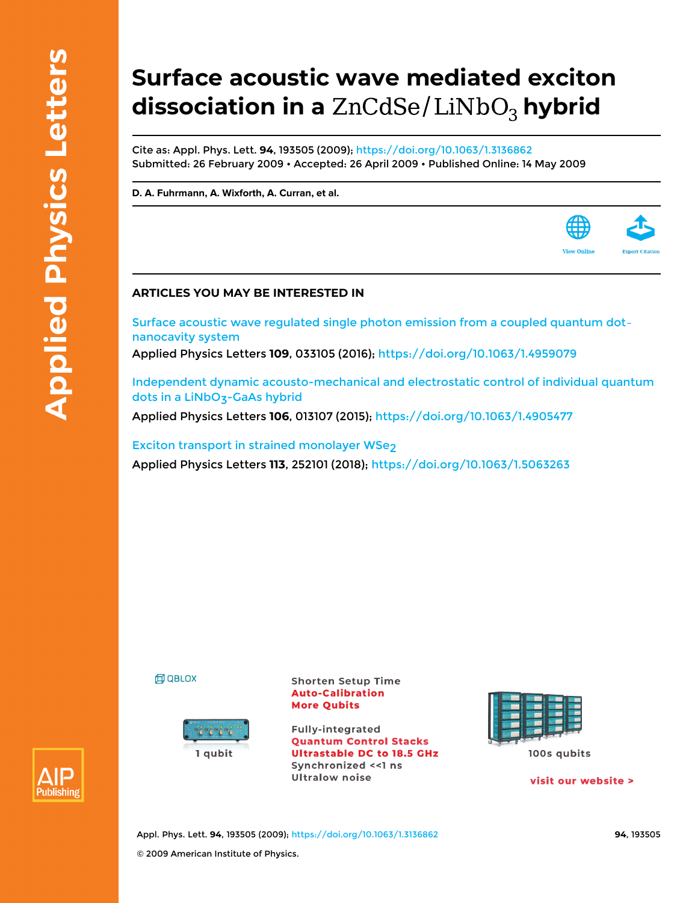# Surface acoustic wave mediated exciton dissociation in a $ZnCdSe/LiNbO_3$ hybrid

Cite as: Appl. Phys. Lett. **94**, 193505 (2009); https://doi.org/10.1063/1.3136862
Submitted: 26 February 2009 • Accepted: 26 April 2009 • Published Online: 14 May 2009

**D. A. Fuhrmann, A. Wixforth, A. Curran, et al.**

View Online | Export Citation

## ARTICLES YOU MAY BE INTERESTED IN

Surface acoustic wave regulated single photon emission from a coupled quantum dot–nanocavity system
Applied Physics Letters **109**, 033105 (2016); https://doi.org/10.1063/1.4959079

Independent dynamic acousto-mechanical and electrostatic control of individual quantum dots in a $LiNbO_3$-GaAs hybrid
Applied Physics Letters **106**, 013107 (2015); https://doi.org/10.1063/1.4905477

Exciton transport in strained monolayer $WSe_2$
Applied Physics Letters **113**, 252101 (2018); https://doi.org/10.1063/1.5063263

© 2009 American Institute of Physics.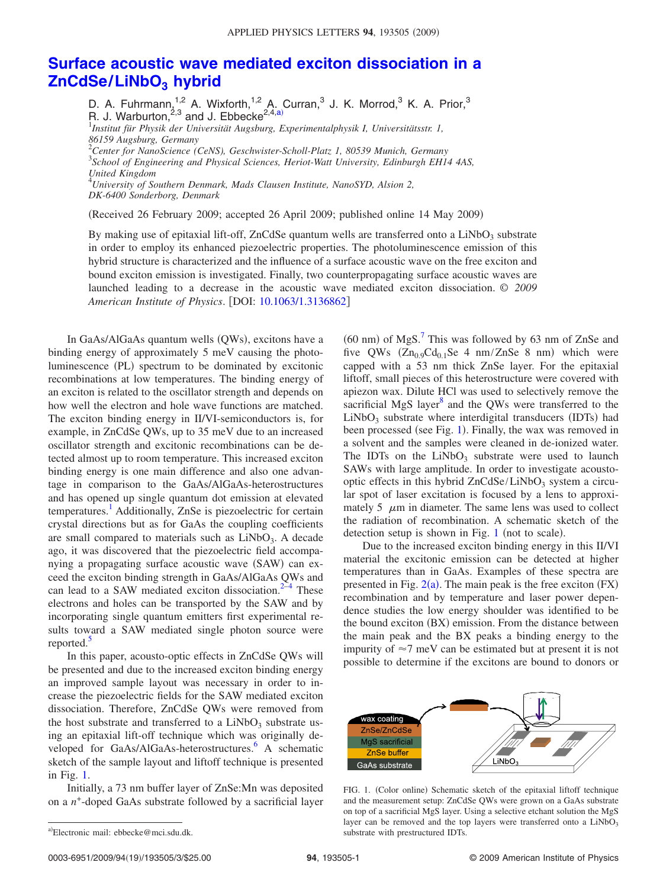# Surface acoustic wave mediated exciton dissociation in a ZnCdSe/$LiNbO_3$ hybrid

D. A. Fuhrmann,[1,2] A. Wixforth,[1,2] A. Curran,[3] J. K. Morrod,[3] K. A. Prior,[3] R. J. Warburton,[2,3] and J. Ebbecke[2,4,a)]

[1]*Institut für Physik der Universität Augsburg, Experimentalphysik I, Universitätsstr. 1, 86159 Augsburg, Germany*
[2]*Center for NanoScience (CeNS), Geschwister-Scholl-Platz 1, 80539 Munich, Germany*
[3]*School of Engineering and Physical Sciences, Heriot-Watt University, Edinburgh EH14 4AS, United Kingdom*
[4]*University of Southern Denmark, Mads Clausen Institute, NanoSYD, Alsion 2, DK-6400 Sonderborg, Denmark*

(Received 26 February 2009; accepted 26 April 2009; published online 14 May 2009)

By making use of epitaxial lift-off, ZnCdSe quantum wells are transferred onto a $LiNbO_3$ substrate in order to employ its enhanced piezoelectric properties. The photoluminescence emission of this hybrid structure is characterized and the influence of a surface acoustic wave on the free exciton and bound exciton emission is investigated. Finally, two counterpropagating surface acoustic waves are launched leading to a decrease in the acoustic wave mediated exciton dissociation. © *2009 American Institute of Physics*. [DOI: 10.1063/1.3136862]

In GaAs/AlGaAs quantum wells (QWs), excitons have a binding energy of approximately 5 meV causing the photoluminescence (PL) spectrum to be dominated by excitonic recombinations at low temperatures. The binding energy of an exciton is related to the oscillator strength and depends on how well the electron and hole wave functions are matched. The exciton binding energy in II/VI-semiconductors is, for example, in ZnCdSe QWs, up to 35 meV due to an increased oscillator strength and excitonic recombinations can be detected almost up to room temperature. This increased exciton binding energy is one main difference and also one advantage in comparison to the GaAs/AlGaAs-heterostructures and has opened up single quantum dot emission at elevated temperatures.[1] Additionally, ZnSe is piezoelectric for certain crystal directions but as for GaAs the coupling coefficients are small compared to materials such as $LiNbO_3$. A decade ago, it was discovered that the piezoelectric field accompanying a propagating surface acoustic wave (SAW) can exceed the exciton binding strength in GaAs/AlGaAs QWs and can lead to a SAW mediated exciton dissociation.[2–4] These electrons and holes can be transported by the SAW and by incorporating single quantum emitters first experimental results toward a SAW mediated single photon source were reported.[5]

In this paper, acousto-optic effects in ZnCdSe QWs will be presented and due to the increased exciton binding energy an improved sample layout was necessary in order to increase the piezoelectric fields for the SAW mediated exciton dissociation. Therefore, ZnCdSe QWs were removed from the host substrate and transferred to a $LiNbO_3$ substrate using an epitaxial lift-off technique which was originally developed for GaAs/AlGaAs-heterostructures.[6] A schematic sketch of the sample layout and liftoff technique is presented in Fig. 1.

Initially, a 73 nm buffer layer of ZnSe:Mn was deposited on a $n^+$-doped GaAs substrate followed by a sacrificial layer (60 nm) of MgS.[7] This was followed by 63 nm of ZnSe and five QWs ($Zn_{0.9}Cd_{0.1}Se$ 4 nm/ZnSe 8 nm) which were capped with a 53 nm thick ZnSe layer. For the epitaxial liftoff, small pieces of this heterostructure were covered with apiezon wax. Dilute HCl was used to selectively remove the sacrificial MgS layer[8] and the QWs were transferred to the $LiNbO_3$ substrate where interdigital transducers (IDTs) had been processed (see Fig. 1). Finally, the wax was removed in a solvent and the samples were cleaned in de-ionized water. The IDTs on the $LiNbO_3$ substrate were used to launch SAWs with large amplitude. In order to investigate acousto-optic effects in this hybrid ZnCdSe/$LiNbO_3$ system a circular spot of laser excitation is focused by a lens to approximately 5 $\mu$m in diameter. The same lens was used to collect the radiation of recombination. A schematic sketch of the detection setup is shown in Fig. 1 (not to scale).

Due to the increased exciton binding energy in this II/VI material the excitonic emission can be detected at higher temperatures than in GaAs. Examples of these spectra are presented in Fig. 2(a). The main peak is the free exciton (FX) recombination and by temperature and laser power dependence studies the low energy shoulder was identified to be the bound exciton (BX) emission. From the distance between the main peak and the BX peaks a binding energy to the impurity of ≈7 meV can be estimated but at present it is not possible to determine if the excitons are bound to donors or

FIG. 1. (Color online) Schematic sketch of the epitaxial liftoff technique and the measurement setup: ZnCdSe QWs were grown on a GaAs substrate on top of a sacrificial MgS layer. Using a selective etchant solution the MgS layer can be removed and the top layers were transferred onto a $LiNbO_3$ substrate with prestructured IDTs.

[a)]Electronic mail: ebbecke@mci.sdu.dk.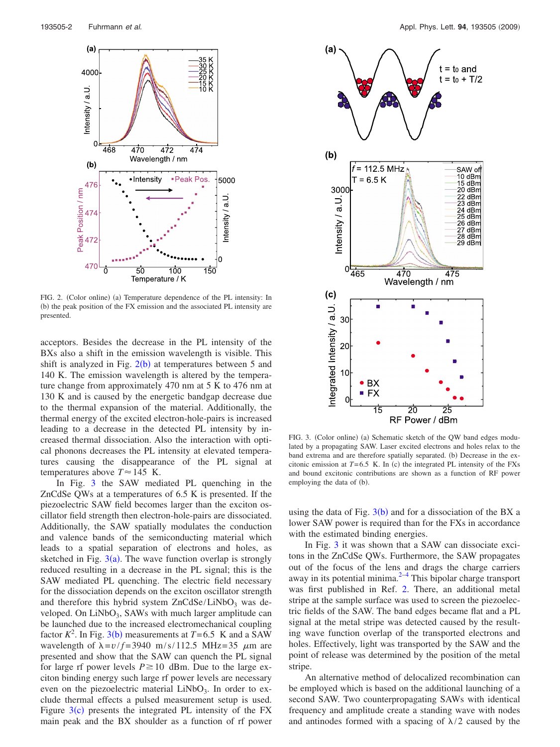FIG. 2. (Color online) (a) Temperature dependence of the PL intensity: In (b) the peak position of the FX emission and the associated PL intensity are presented.

acceptors. Besides the decrease in the PL intensity of the BXs also a shift in the emission wavelength is visible. This shift is analyzed in Fig. 2(b) at temperatures between 5 and 140 K. The emission wavelength is altered by the temperature change from approximately 470 nm at 5 K to 476 nm at 130 K and is caused by the energetic bandgap decrease due to the thermal expansion of the material. Additionally, the thermal energy of the excited electron-hole-pairs is increased leading to a decrease in the detected PL intensity by increased thermal dissociation. Also the interaction with optical phonons decreases the PL intensity at elevated temperatures causing the disappearance of the PL signal at temperatures above $T \approx 145$ K.

In Fig. 3 the SAW mediated PL quenching in the ZnCdSe QWs at a temperatures of 6.5 K is presented. If the piezoelectric SAW field becomes larger than the exciton oscillator field strength then electron-hole-pairs are dissociated. Additionally, the SAW spatially modulates the conduction and valence bands of the semiconducting material which leads to a spatial separation of electrons and holes, as sketched in Fig. 3(a). The wave function overlap is strongly reduced resulting in a decrease in the PL signal; this is the SAW mediated PL quenching. The electric field necessary for the dissociation depends on the exciton oscillator strength and therefore this hybrid system ZnCdSe/$LiNbO_3$ was developed. On $LiNbO_3$, SAWs with much larger amplitude can be launched due to the increased electromechanical coupling factor $K^2$. In Fig. 3(b) measurements at $T=6.5$ K and a SAW wavelength of $\lambda = v/f = 3940$ m/s/112.5 MHz$=35$ $\mu$m are presented and show that the SAW can quench the PL signal for large rf power levels $P \geq 10$ dBm. Due to the large exciton binding energy such large rf power levels are necessary even on the piezoelectric material $LiNbO_3$. In order to exclude thermal effects a pulsed measurement setup is used. Figure 3(c) presents the integrated PL intensity of the FX main peak and the BX shoulder as a function of rf power using the data of Fig. 3(b) and for a dissociation of the BX a lower SAW power is required than for the FXs in accordance with the estimated binding energies.

FIG. 3. (Color online) (a) Schematic sketch of the QW band edges modulated by a propagating SAW. Laser excited electrons and holes relax to the band extrema and are therefore spatially separated. (b) Decrease in the excitonic emission at $T=6.5$ K. In (c) the integrated PL intensity of the FXs and bound excitonic contributions are shown as a function of RF power employing the data of (b).

In Fig. 3 it was shown that a SAW can dissociate excitons in the ZnCdSe QWs. Furthermore, the SAW propagates out of the focus of the lens and drags the charge carriers away in its potential minima.[2–4] This bipolar charge transport was first published in Ref. 2. There, an additional metal stripe at the sample surface was used to screen the piezoelectric fields of the SAW. The band edges became flat and a PL signal at the metal stripe was detected caused by the resulting wave function overlap of the transported electrons and holes. Effectively, light was transported by the SAW and the point of release was determined by the position of the metal stripe.

An alternative method of delocalized recombination can be employed which is based on the additional launching of a second SAW. Two counterpropagating SAWs with identical frequency and amplitude create a standing wave with nodes and antinodes formed with a spacing of $\lambda/2$ caused by the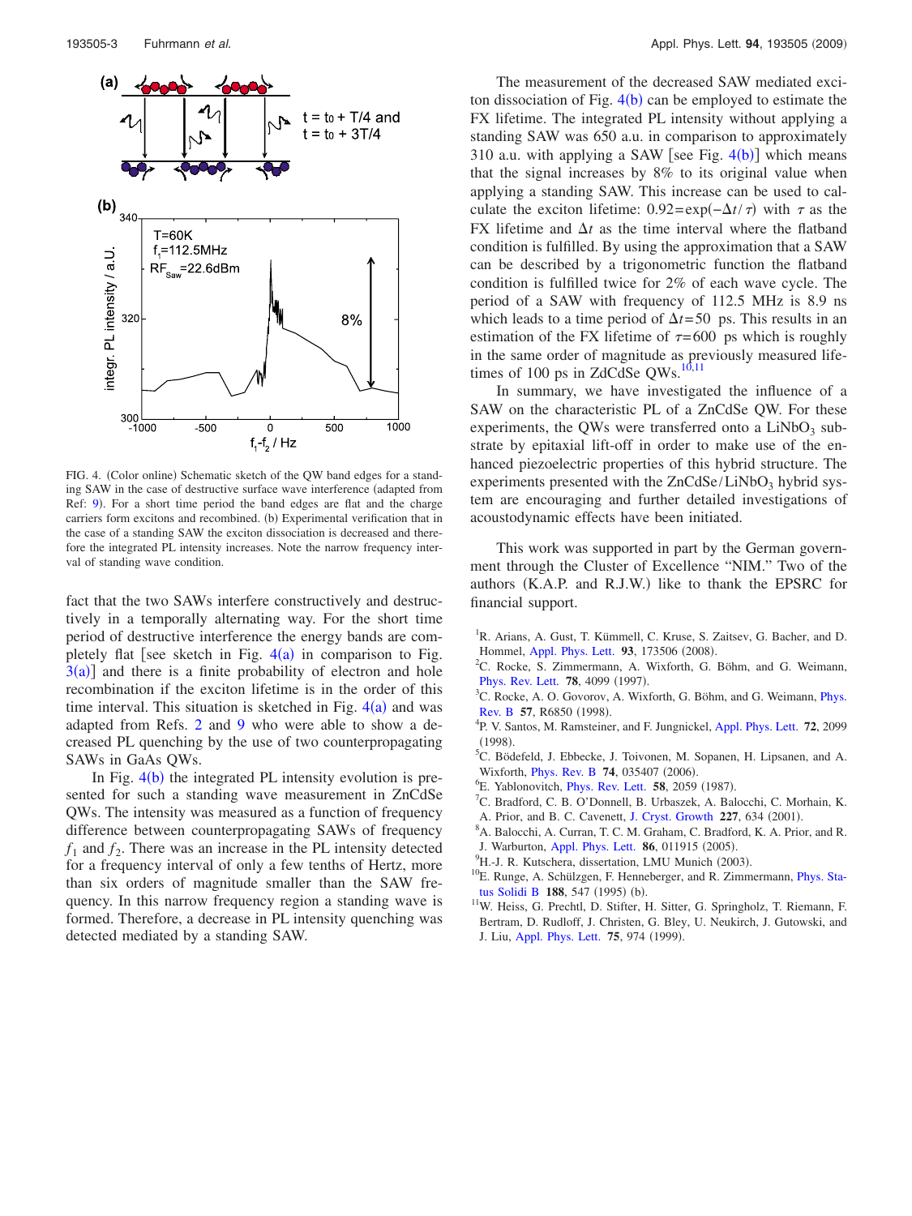(a)

$t = t_0 + T/4$ and
$t = t_0 + 3T/4$

(b)

T=60K
$f_1$=112.5MHz
$RF_{Saw}$=22.6dBm

8%

integr. PL intensity / a.U.

340
320
300

-1000
-500
0
500
1000

$f_1$-$f_2$ / Hz

FIG. 4. (Color online) Schematic sketch of the QW band edges for a standing SAW in the case of destructive surface wave interference (adapted from Ref: 9). For a short time period the band edges are flat and the charge carriers form excitons and recombined. (b) Experimental verification that in the case of a standing SAW the exciton dissociation is decreased and therefore the integrated PL intensity increases. Note the narrow frequency interval of standing wave condition.

fact that the two SAWs interfere constructively and destructively in a temporally alternating way. For the short time period of destructive interference the energy bands are completely flat [see sketch in Fig. 4(a) in comparison to Fig. 3(a)] and there is a finite probability of electron and hole recombination if the exciton lifetime is in the order of this time interval. This situation is sketched in Fig. 4(a) and was adapted from Refs. 2 and 9 who were able to show a decreased PL quenching by the use of two counterpropagating SAWs in GaAs QWs.

In Fig. 4(b) the integrated PL intensity evolution is presented for such a standing wave measurement in ZnCdSe QWs. The intensity was measured as a function of frequency difference between counterpropagating SAWs of frequency $f_1$ and $f_2$. There was an increase in the PL intensity detected for a frequency interval of only a few tenths of Hertz, more than six orders of magnitude smaller than the SAW frequency. In this narrow frequency region a standing wave is formed. Therefore, a decrease in PL intensity quenching was detected mediated by a standing SAW.

The measurement of the decreased SAW mediated exciton dissociation of Fig. 4(b) can be employed to estimate the FX lifetime. The integrated PL intensity without applying a standing SAW was 650 a.u. in comparison to approximately 310 a.u. with applying a SAW [see Fig. 4(b)] which means that the signal increases by 8% to its original value when applying a standing SAW. This increase can be used to calculate the exciton lifetime: $0.92 = \exp(-\Delta t/\tau)$ with $\tau$ as the FX lifetime and $\Delta t$ as the time interval where the flatband condition is fulfilled. By using the approximation that a SAW can be described by a trigonometric function the flatband condition is fulfilled twice for 2% of each wave cycle. The period of a SAW with frequency of 112.5 MHz is 8.9 ns which leads to a time period of $\Delta t = 50$ ps. This results in an estimation of the FX lifetime of $\tau = 600$ ps which is roughly in the same order of magnitude as previously measured lifetimes of 100 ps in ZdCdSe QWs.[10,11]

In summary, we have investigated the influence of a SAW on the characteristic PL of a ZnCdSe QW. For these experiments, the QWs were transferred onto a $LiNbO_3$ substrate by epitaxial lift-off in order to make use of the enhanced piezoelectric properties of this hybrid structure. The experiments presented with the $ZnCdSe/LiNbO_3$ hybrid system are encouraging and further detailed investigations of acoustodynamic effects have been initiated.

This work was supported in part by the German government through the Cluster of Excellence "NIM." Two of the authors (K.A.P. and R.J.W.) like to thank the EPSRC for financial support.

[1] R. Arians, A. Gust, T. Kümmell, C. Kruse, S. Zaitsev, G. Bacher, and D. Hommel, Appl. Phys. Lett. **93**, 173506 (2008).

[2] C. Rocke, S. Zimmermann, A. Wixforth, G. Böhm, and G. Weimann, Phys. Rev. Lett. **78**, 4099 (1997).

[3] C. Rocke, A. O. Govorov, A. Wixforth, G. Böhm, and G. Weimann, Phys. Rev. B **57**, R6850 (1998).

[4] P. V. Santos, M. Ramsteiner, and F. Jungnickel, Appl. Phys. Lett. **72**, 2099 (1998).

[5] C. Bödefeld, J. Ebbecke, J. Toivonen, M. Sopanen, H. Lipsanen, and A. Wixforth, Phys. Rev. B **74**, 035407 (2006).

[6] E. Yablonovitch, Phys. Rev. Lett. **58**, 2059 (1987).

[7] C. Bradford, C. B. O'Donnell, B. Urbaszek, A. Balocchi, C. Morhain, K. A. Prior, and B. C. Cavenett, J. Cryst. Growth **227**, 634 (2001).

[8] A. Balocchi, A. Curran, T. C. M. Graham, C. Bradford, K. A. Prior, and R. J. Warburton, Appl. Phys. Lett. **86**, 011915 (2005).

[9] H.-J. R. Kutschera, dissertation, LMU Munich (2003).

[10] E. Runge, A. Schülzgen, F. Henneberger, and R. Zimmermann, Phys. Status Solidi B **188**, 547 (1995) (b).

[11] W. Heiss, G. Prechtl, D. Stifter, H. Sitter, G. Springholz, T. Riemann, F. Bertram, D. Rudloff, J. Christen, G. Bley, U. Neukirch, J. Gutowski, and J. Liu, Appl. Phys. Lett. **75**, 974 (1999).